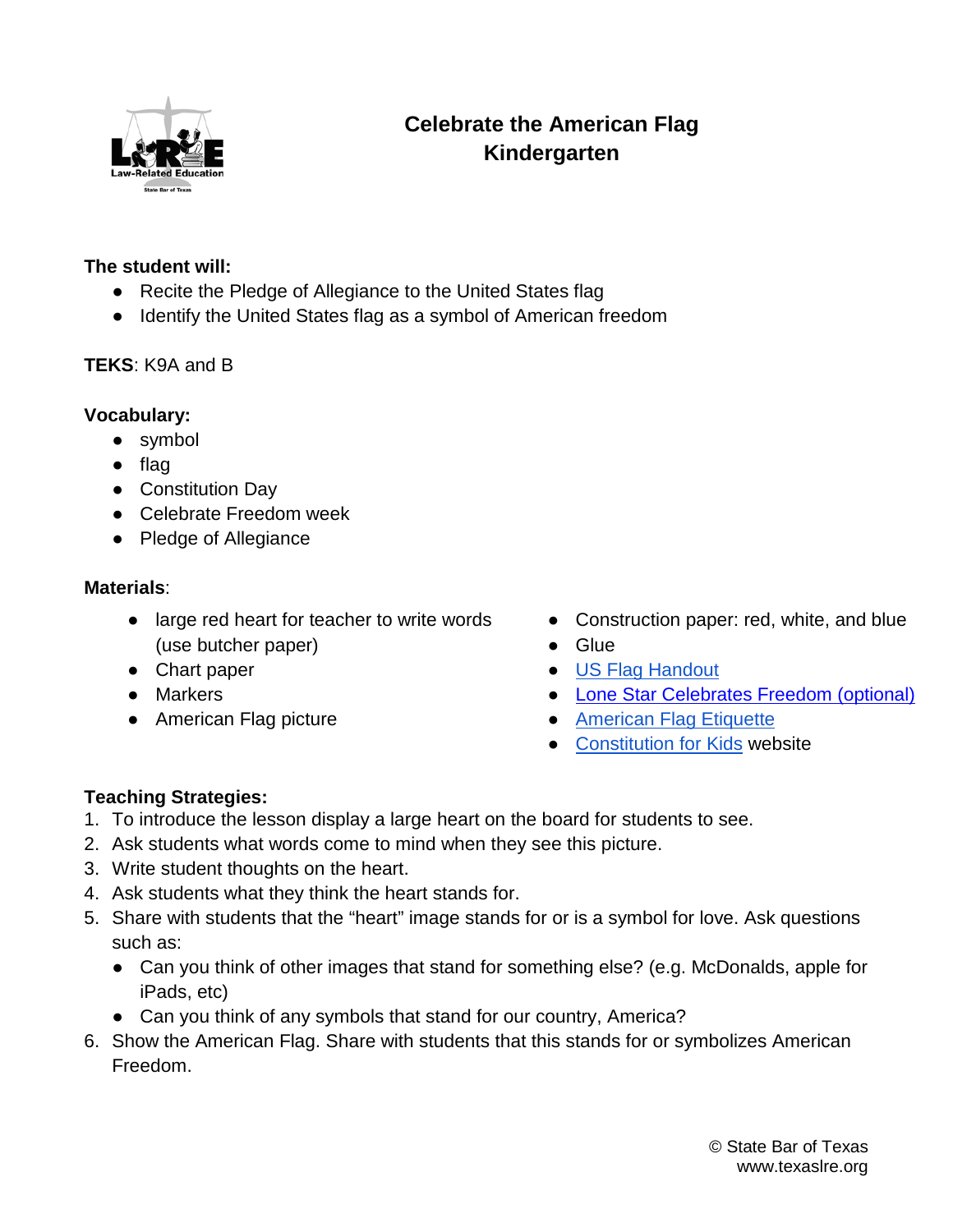# Celebrate the American Flag
## Kindergarten

**The student will:**

- Recite the Pledge of Allegiance to the United States flag
- Identify the United States flag as a symbol of American freedom

**TEKS**: K9A and B

**Vocabulary:**

- symbol
- flag
- Constitution Day
- Celebrate Freedom week
- Pledge of Allegiance

**Materials**:

- large red heart for teacher to write words (use butcher paper)
- Chart paper
- Markers
- American Flag picture
- Construction paper: red, white, and blue
- Glue
- US Flag Handout
- Lone Star Celebrates Freedom (optional)
- American Flag Etiquette
- Constitution for Kids website

**Teaching Strategies:**

1. To introduce the lesson display a large heart on the board for students to see.
2. Ask students what words come to mind when they see this picture.
3. Write student thoughts on the heart.
4. Ask students what they think the heart stands for.
5. Share with students that the "heart" image stands for or is a symbol for love. Ask questions such as:
   - Can you think of other images that stand for something else? (e.g. McDonalds, apple for iPads, etc)
   - Can you think of any symbols that stand for our country, America?
6. Show the American Flag. Share with students that this stands for or symbolizes American Freedom.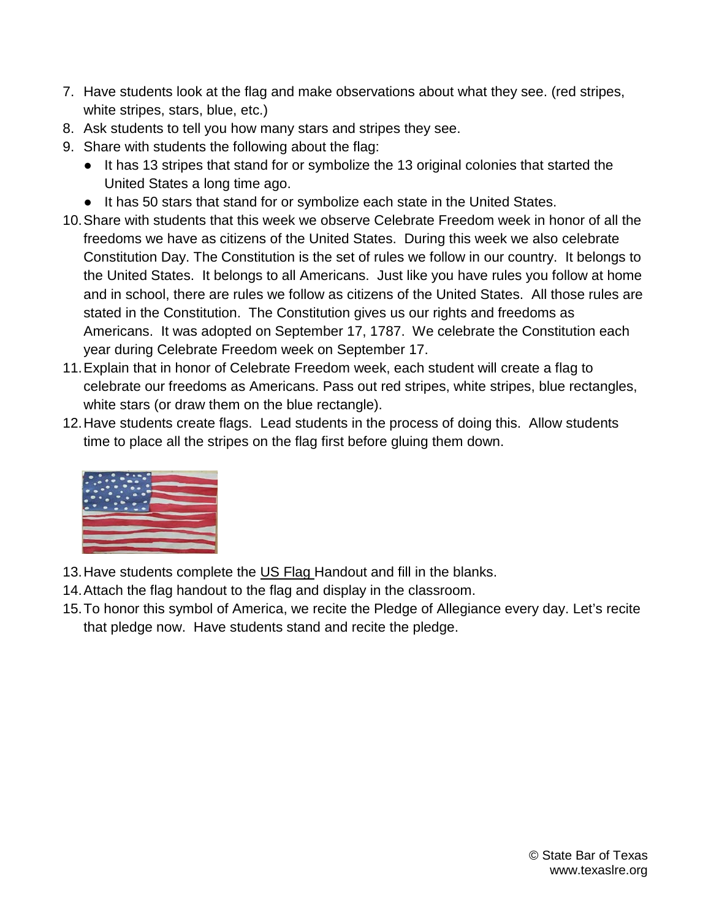7. Have students look at the flag and make observations about what they see. (red stripes, white stripes, stars, blue, etc.)
8. Ask students to tell you how many stars and stripes they see.
9. Share with students the following about the flag:
   - It has 13 stripes that stand for or symbolize the 13 original colonies that started the United States a long time ago.
   - It has 50 stars that stand for or symbolize each state in the United States.
10. Share with students that this week we observe Celebrate Freedom week in honor of all the freedoms we have as citizens of the United States. During this week we also celebrate Constitution Day. The Constitution is the set of rules we follow in our country. It belongs to the United States. It belongs to all Americans. Just like you have rules you follow at home and in school, there are rules we follow as citizens of the United States. All those rules are stated in the Constitution. The Constitution gives us our rights and freedoms as Americans. It was adopted on September 17, 1787. We celebrate the Constitution each year during Celebrate Freedom week on September 17.
11. Explain that in honor of Celebrate Freedom week, each student will create a flag to celebrate our freedoms as Americans. Pass out red stripes, white stripes, blue rectangles, white stars (or draw them on the blue rectangle).
12. Have students create flags. Lead students in the process of doing this. Allow students time to place all the stripes on the flag first before gluing them down.
13. Have students complete the US Flag Handout and fill in the blanks.
14. Attach the flag handout to the flag and display in the classroom.
15. To honor this symbol of America, we recite the Pledge of Allegiance every day. Let's recite that pledge now. Have students stand and recite the pledge.

© State Bar of Texas
www.texaslre.org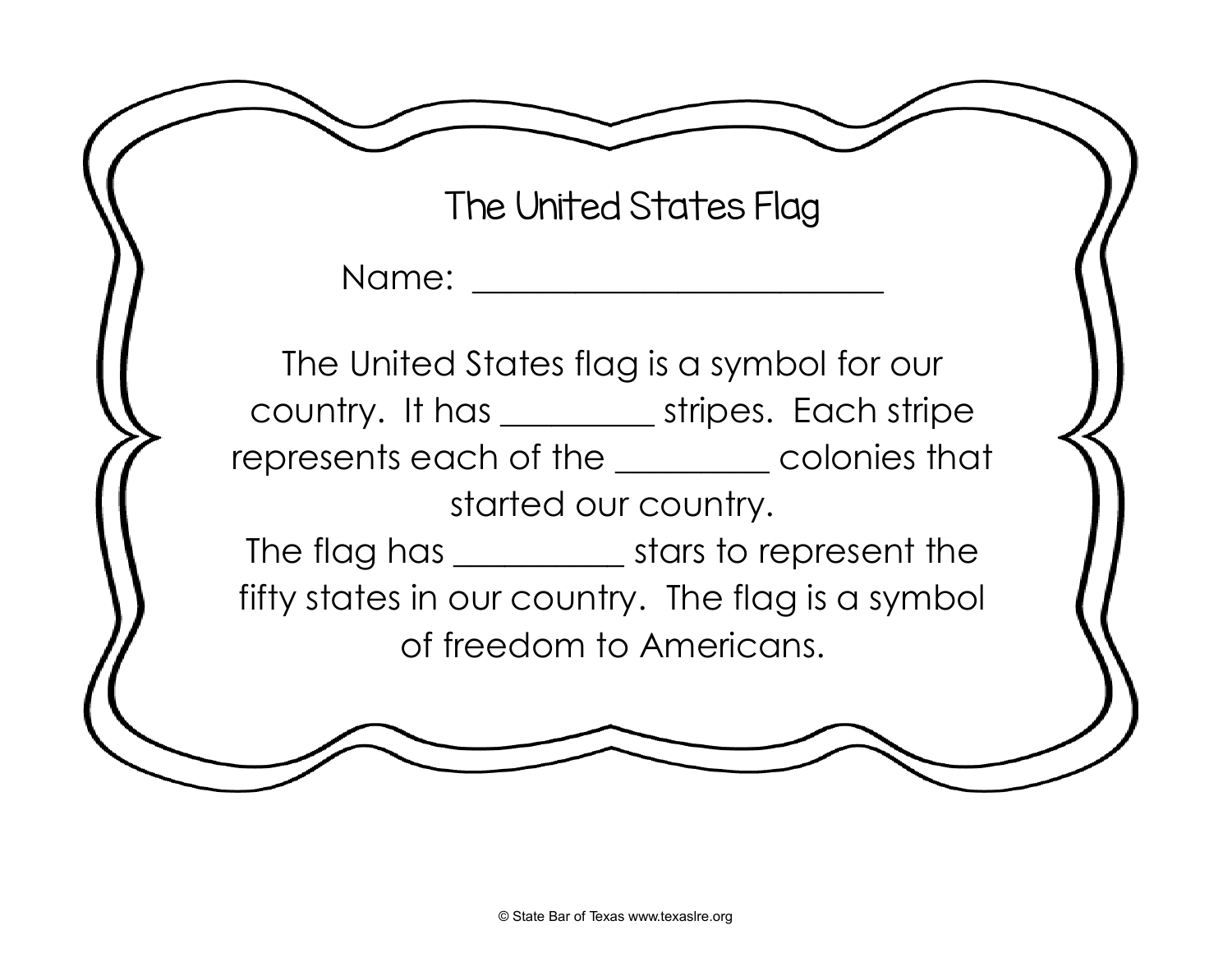# The United States Flag

Name: ___________________________

The United States flag is a symbol for our country. It has __________ stripes. Each stripe represents each of the __________ colonies that started our country.
The flag has __________ stars to represent the fifty states in our country. The flag is a symbol of freedom to Americans.

© State Bar of Texas www.texaslre.org